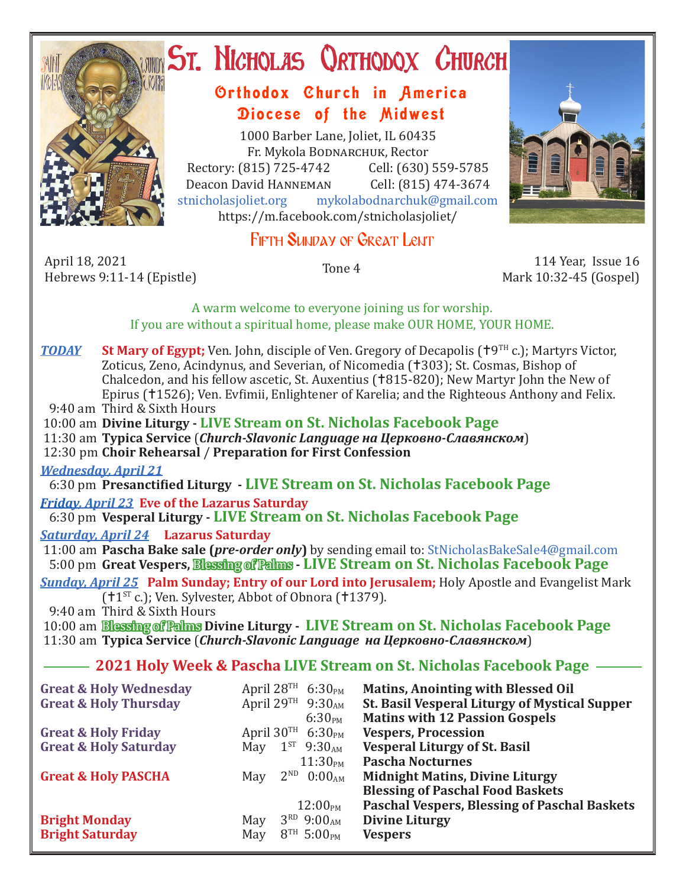# St. Nicholas Orthodox Church

## Orthodox Church in America
## Diocese of the Midwest

1000 Barber Lane, Joliet, IL 60435
Fr. Mykola Bodnarchuk, Rector
Rectory: (815) 725-4742 Cell: (630) 559-5785
Deacon David Hanneman Cell: (815) 474-3674
stnicholasjoliet.org mykolabodnarchuk@gmail.com
https://m.facebook.com/stnicholasjoliet/

## Fifth Sunday of Great Lent

April 18, 2021
Hebrews 9:11-14 (Epistle)

Tone 4

114 Year, Issue 16
Mark 10:32-45 (Gospel)

A warm welcome to everyone joining us for worship.
If you are without a spiritual home, please make OUR HOME, YOUR HOME.

***TODAY*** **St Mary of Egypt;** Ven. John, disciple of Ven. Gregory of Decapolis (†9TH c.); Martyrs Victor, Zoticus, Zeno, Acindynus, and Severian, of Nicomedia (†303); St. Cosmas, Bishop of Chalcedon, and his fellow ascetic, St. Auxentius (†815-820); New Martyr John the New of Epirus (†1526); Ven. Evfimii, Enlightener of Karelia; and the Righteous Anthony and Felix.

9:40 am Third & Sixth Hours
10:00 am **Divine Liturgy - LIVE Stream on St. Nicholas Facebook Page**
11:30 am **Typica Service** (***Church-Slavonic Language на Церковно-Славянском***)
12:30 pm **Choir Rehearsal** / **Preparation for First Confession**

***Wednesday, April 21***
6:30 pm **Presanctified Liturgy - LIVE Stream on St. Nicholas Facebook Page**

***Friday, April 23*** **Eve of the Lazarus Saturday**
6:30 pm **Vesperal Liturgy - LIVE Stream on St. Nicholas Facebook Page**

***Saturday, April 24*** **Lazarus Saturday**
11:00 am **Pascha Bake sale (*pre-order only*)** by sending email to: StNicholasBakeSale4@gmail.com
5:00 pm **Great Vespers, Blessing of Palms - LIVE Stream on St. Nicholas Facebook Page**

***Sunday, April 25*** **Palm Sunday; Entry of our Lord into Jerusalem;** Holy Apostle and Evangelist Mark (†1ST c.); Ven. Sylvester, Abbot of Obnora (†1379).
9:40 am Third & Sixth Hours
10:00 am **Blessing of Palms Divine Liturgy - LIVE Stream on St. Nicholas Facebook Page**
11:30 am **Typica Service** (***Church-Slavonic Language на Церковно-Славянском***)

## 2021 Holy Week & Pascha LIVE Stream on St. Nicholas Facebook Page

| | | | |
|---|---|---|---|
| **Great & Holy Wednesday** | April 28TH | 6:30PM | **Matins, Anointing with Blessed Oil** |
| **Great & Holy Thursday** | April 29TH | 9:30AM | **St. Basil Vesperal Liturgy of Mystical Supper** |
| | | 6:30PM | **Matins with 12 Passion Gospels** |
| **Great & Holy Friday** | April 30TH | 6:30PM | **Vespers, Procession** |
| **Great & Holy Saturday** | May 1ST | 9:30AM | **Vesperal Liturgy of St. Basil** |
| | | 11:30PM | **Pascha Nocturnes** |
| **Great & Holy PASCHA** | May 2ND | 0:00AM | **Midnight Matins, Divine Liturgy** |
| | | | **Blessing of Paschal Food Baskets** |
| | | 12:00PM | **Paschal Vespers, Blessing of Paschal Baskets** |
| **Bright Monday** | May 3RD | 9:00AM | **Divine Liturgy** |
| **Bright Saturday** | May 8TH | 5:00PM | **Vespers** |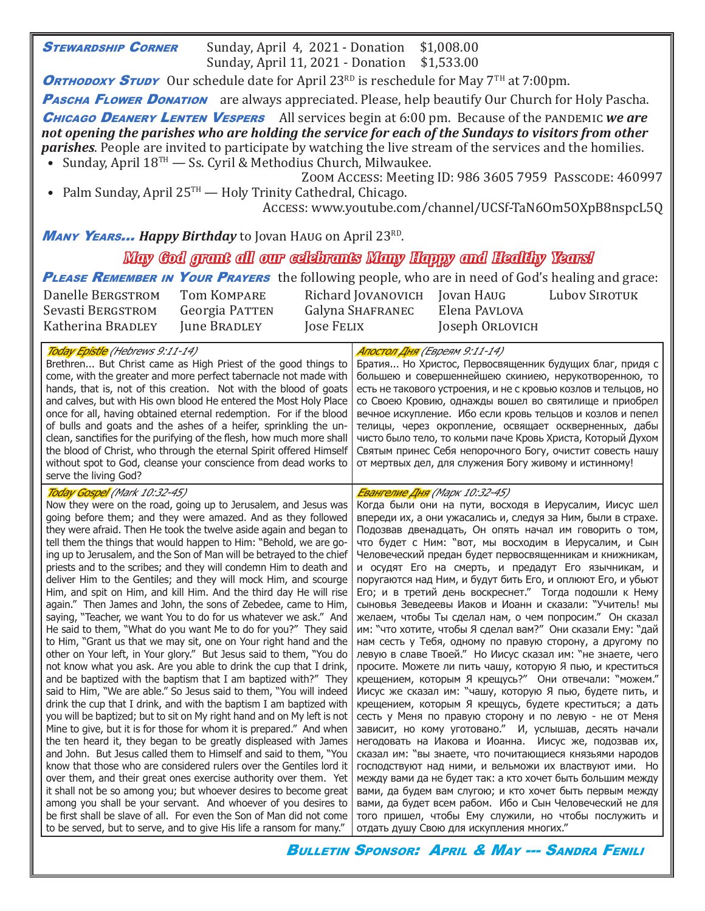**STEWARDSHIP CORNER** Sunday, April 4, 2021 - Donation $1,008.00
Sunday, April 11, 2021 - Donation $1,533.00

**ORTHODOXY STUDY** Our schedule date for April 23RD is reschedule for May 7TH at 7:00pm.

**PASCHA FLOWER DONATION** are always appreciated. Please, help beautify Our Church for Holy Pascha.

**CHICAGO DEANERY LENTEN VESPERS** All services begin at 6:00 pm. Because of the PANDEMIC ***we are not opening the parishes who are holding the service for each of the Sundays to visitors from other parishes***. People are invited to participate by watching the live stream of the services and the homilies.

- Sunday, April 18TH — Ss. Cyril & Methodius Church, Milwaukee.
  ZOOM ACCESS: Meeting ID: 986 3605 7959 PASSCODE: 460997
- Palm Sunday, April 25TH — Holy Trinity Cathedral, Chicago.
  ACCESS: www.youtube.com/channel/UCSf-TaN6Om5OXpB8nspcL5Q

**MANY YEARS...** ***Happy Birthday*** to Jovan HAUG on April 23RD.

***May God grant all our celebrants Many Happy and Healthy Years!***

**PLEASE REMEMBER IN YOUR PRAYERS** the following people, who are in need of God's healing and grace:

| | | | | |
|---|---|---|---|---|
| Danelle BERGSTROM | Tom KOMPARE | Richard JOVANOVICH | Jovan HAUG | Lubov SIROTUK |
| Sevasti BERGSTROM | Georgia PATTEN | Galyna SHAFRANEC | Elena PAVLOVA | |
| Katherina BRADLEY | June BRADLEY | Jose FELIX | Joseph ORLOVICH | |

*Today Epistle (Hebrews 9:11-14)*

Brethren... But Christ came as High Priest of the good things to come, with the greater and more perfect tabernacle not made with hands, that is, not of this creation. Not with the blood of goats and calves, but with His own blood He entered the Most Holy Place once for all, having obtained eternal redemption. For if the blood of bulls and goats and the ashes of a heifer, sprinkling the unclean, sanctifies for the purifying of the flesh, how much more shall the blood of Christ, who through the eternal Spirit offered Himself without spot to God, cleanse your conscience from dead works to serve the living God?

*Апостол Дня (Евреям 9:11-14)*

Братия... Но Христос, Первосвященник будущих благ, придя с большею и совершеннейшею скиниею, нерукотворенною, то есть не такового устроения, и не с кровью козлов и тельцов, но со Своею Кровию, однажды вошел во святилище и приобрел вечное искупление. Ибо если кровь тельцов и козлов и пепел телицы, через окропление, освящает оскверненных, дабы чисто было тело, то кольми паче Кровь Христа, Который Духом Святым принес Себя непорочного Богу, очистит совесть нашу от мертвых дел, для служения Богу живому и истинному!

*Today Gospel (Mark 10:32-45)*

Now they were on the road, going up to Jerusalem, and Jesus was going before them; and they were amazed. And as they followed they were afraid. Then He took the twelve aside again and began to tell them the things that would happen to Him: "Behold, we are going up to Jerusalem, and the Son of Man will be betrayed to the chief priests and to the scribes; and they will condemn Him to death and deliver Him to the Gentiles; and they will mock Him, and scourge Him, and spit on Him, and kill Him. And the third day He will rise again." Then James and John, the sons of Zebedee, came to Him, saying, "Teacher, we want You to do for us whatever we ask." And He said to them, "What do you want Me to do for you?" They said to Him, "Grant us that we may sit, one on Your right hand and the other on Your left, in Your glory." But Jesus said to them, "You do not know what you ask. Are you able to drink the cup that I drink, and be baptized with the baptism that I am baptized with?" They said to Him, "We are able." So Jesus said to them, "You will indeed drink the cup that I drink, and with the baptism I am baptized with you will be baptized; but to sit on My right hand and on My left is not Mine to give, but it is for those for whom it is prepared." And when the ten heard it, they began to be greatly displeased with James and John. But Jesus called them to Himself and said to them, "You know that those who are considered rulers over the Gentiles lord it over them, and their great ones exercise authority over them. Yet it shall not be so among you; but whoever desires to become great among you shall be your servant. And whoever of you desires to be first shall be slave of all. For even the Son of Man did not come to be served, but to serve, and to give His life a ransom for many."

*Евангелие Дня (Марк 10:32-45)*

Когда были они на пути, восходя в Иерусалим, Иисус шел впереди их, а они ужасались и, следуя за Ним, были в страхе. Подозвав двенадцать, Он опять начал им говорить о том, что будет с Ним: "вот, мы восходим в Иерусалим, и Сын Человеческий предан будет первосвященникам и книжникам, и осудят Его на смерть, и предадут Его язычникам, и поругаются над Ним, и будут бить Его, и оплюют Его, и убьют Его; и в третий день воскреснет." Тогда подошли к Нему сыновья Зеведеевы Иаков и Иоанн и сказали: "Учитель! мы желаем, чтобы Ты сделал нам, о чем попросим." Он сказал им: "что хотите, чтобы Я сделал вам?" Они сказали Ему: "дай нам сесть у Тебя, одному по правую сторону, а другому по левую в славе Твоей." Но Иисус сказал им: "не знаете, чего просите. Можете ли пить чашу, которую Я пью, и креститься крещением, которым Я крещусь?" Они отвечали: "можем." Иисус же сказал им: "чашу, которую Я пью, будете пить, и крещением, которым Я крещусь, будете креститься; а дать сесть у Меня по правую сторону и по левую - не от Меня зависит, но кому уготовано." И, услышав, десять начали негодовать на Иакова и Иоанна. Иисус же, подозвав их, сказал им: "вы знаете, что почитающиеся князьями народов господствуют над ними, и вельможи их властвуют ими. Но между вами да не будет так: а кто хочет быть большим между вами, да будем вам слугою; и кто хочет быть первым между вами, да будет всем рабом. Ибо и Сын Человеческий не для того пришел, чтобы Ему служили, но чтобы послужить и отдать душу Свою для искупления многих."

**BULLETIN SPONSOR: APRIL & MAY --- SANDRA FENILI**